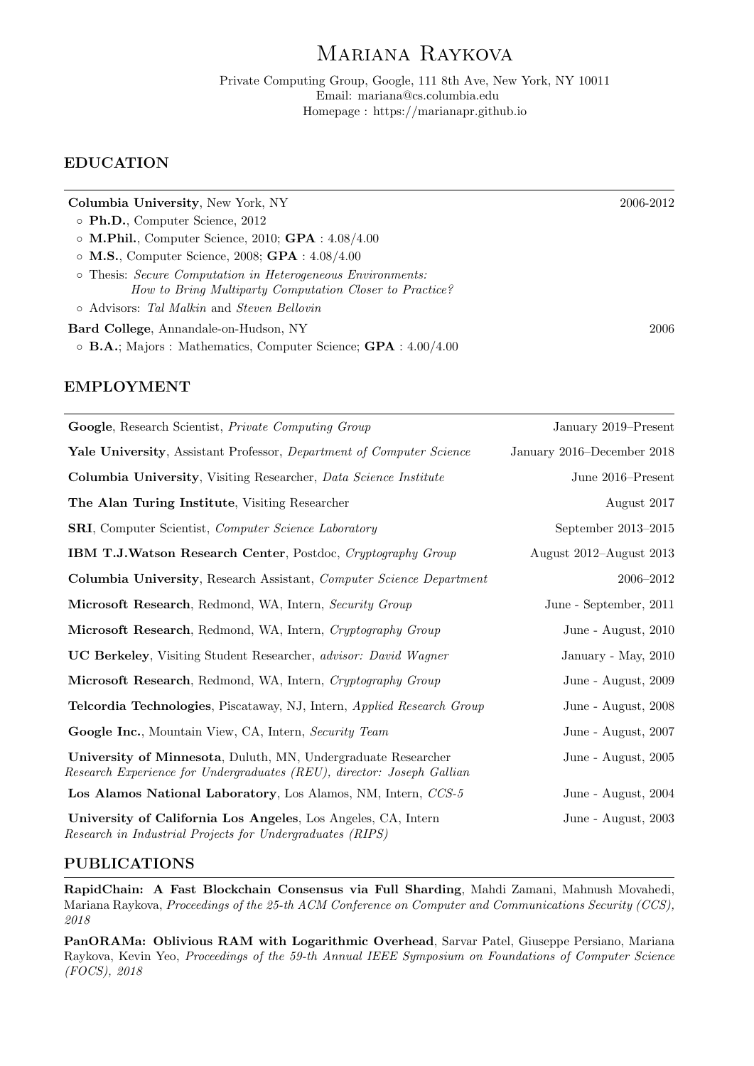# Mariana Raykova

Private Computing Group, Google, 111 8th Ave, New York, NY 10011
Email: mariana@cs.columbia.edu
Homepage : https://marianapr.github.io

## EDUCATION

**Columbia University**, New York, NY — 2006-2012

- **Ph.D.**, Computer Science, 2012
- **M.Phil.**, Computer Science, 2010; **GPA** : 4.08/4.00
- **M.S.**, Computer Science, 2008; **GPA** : 4.08/4.00
- Thesis: *Secure Computation in Heterogeneous Environments: How to Bring Multiparty Computation Closer to Practice?*
- Advisors: *Tal Malkin* and *Steven Bellovin*

**Bard College**, Annandale-on-Hudson, NY — 2006

- **B.A.**; Majors : Mathematics, Computer Science; **GPA** : 4.00/4.00

## EMPLOYMENT

| | |
|---|---|
| **Google**, Research Scientist, *Private Computing Group* | January 2019–Present |
| **Yale University**, Assistant Professor, *Department of Computer Science* | January 2016–December 2018 |
| **Columbia University**, Visiting Researcher, *Data Science Institute* | June 2016–Present |
| **The Alan Turing Institute**, Visiting Researcher | August 2017 |
| **SRI**, Computer Scientist, *Computer Science Laboratory* | September 2013–2015 |
| **IBM T.J.Watson Research Center**, Postdoc, *Cryptography Group* | August 2012–August 2013 |
| **Columbia University**, Research Assistant, *Computer Science Department* | 2006–2012 |
| **Microsoft Research**, Redmond, WA, Intern, *Security Group* | June - September, 2011 |
| **Microsoft Research**, Redmond, WA, Intern, *Cryptography Group* | June - August, 2010 |
| **UC Berkeley**, Visiting Student Researcher, *advisor: David Wagner* | January - May, 2010 |
| **Microsoft Research**, Redmond, WA, Intern, *Cryptography Group* | June - August, 2009 |
| **Telcordia Technologies**, Piscataway, NJ, Intern, *Applied Research Group* | June - August, 2008 |
| **Google Inc.**, Mountain View, CA, Intern, *Security Team* | June - August, 2007 |
| **University of Minnesota**, Duluth, MN, Undergraduate Researcher *Research Experience for Undergraduates (REU), director: Joseph Gallian* | June - August, 2005 |
| **Los Alamos National Laboratory**, Los Alamos, NM, Intern, *CCS-5* | June - August, 2004 |
| **University of California Los Angeles**, Los Angeles, CA, Intern *Research in Industrial Projects for Undergraduates (RIPS)* | June - August, 2003 |

## PUBLICATIONS

**RapidChain: A Fast Blockchain Consensus via Full Sharding**, Mahdi Zamani, Mahnush Movahedi, Mariana Raykova, *Proceedings of the 25-th ACM Conference on Computer and Communications Security (CCS), 2018*

**PanORAMa: Oblivious RAM with Logarithmic Overhead**, Sarvar Patel, Giuseppe Persiano, Mariana Raykova, Kevin Yeo, *Proceedings of the 59-th Annual IEEE Symposium on Foundations of Computer Science (FOCS), 2018*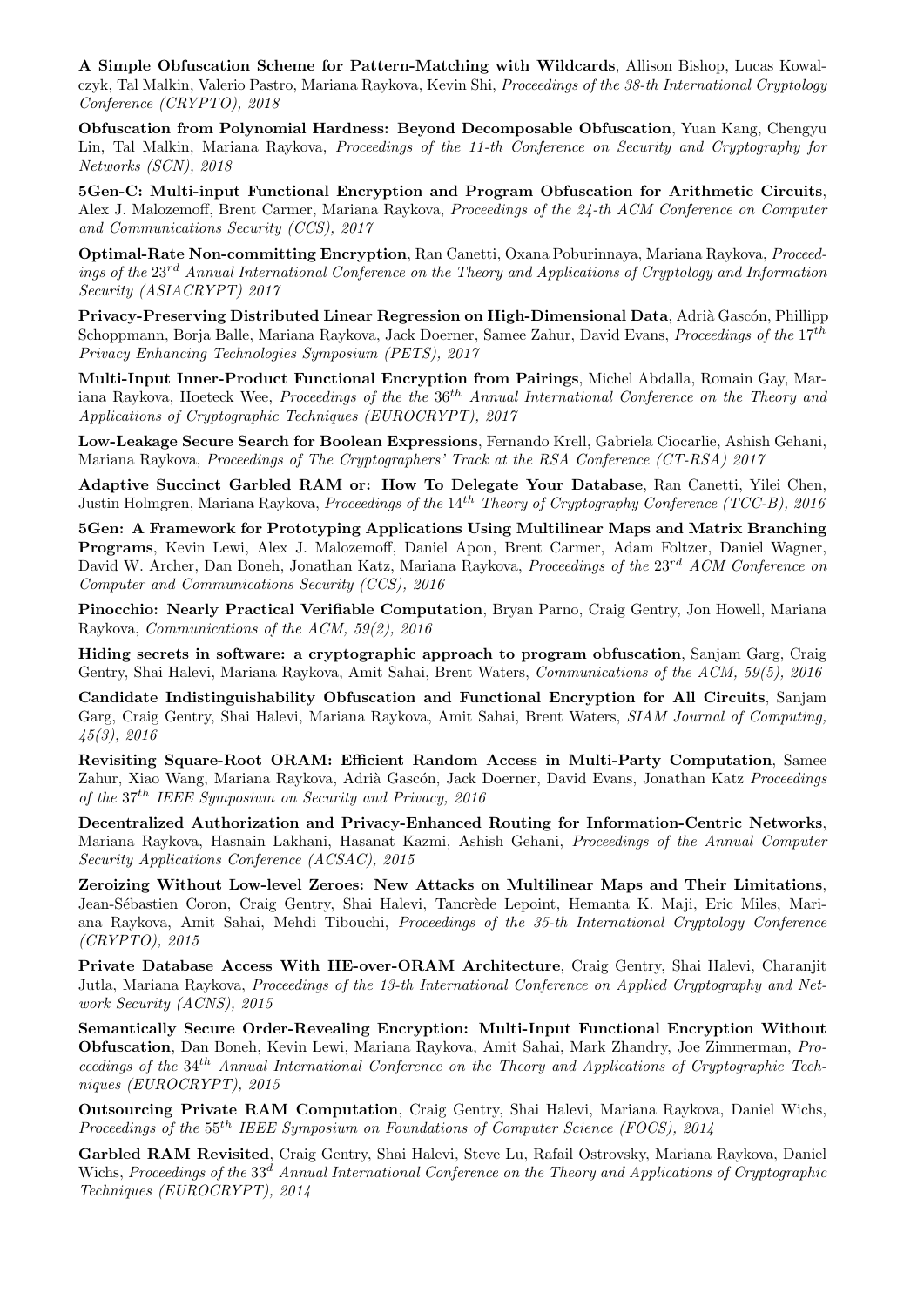**A Simple Obfuscation Scheme for Pattern-Matching with Wildcards**, Allison Bishop, Lucas Kowalczyk, Tal Malkin, Valerio Pastro, Mariana Raykova, Kevin Shi, *Proceedings of the 38-th International Cryptology Conference (CRYPTO), 2018*

**Obfuscation from Polynomial Hardness: Beyond Decomposable Obfuscation**, Yuan Kang, Chengyu Lin, Tal Malkin, Mariana Raykova, *Proceedings of the 11-th Conference on Security and Cryptography for Networks (SCN), 2018*

**5Gen-C: Multi-input Functional Encryption and Program Obfuscation for Arithmetic Circuits**, Alex J. Malozemoff, Brent Carmer, Mariana Raykova, *Proceedings of the 24-th ACM Conference on Computer and Communications Security (CCS), 2017*

**Optimal-Rate Non-committing Encryption**, Ran Canetti, Oxana Poburinnaya, Mariana Raykova, *Proceedings of the $23^{rd}$ Annual International Conference on the Theory and Applications of Cryptology and Information Security (ASIACRYPT) 2017*

**Privacy-Preserving Distributed Linear Regression on High-Dimensional Data**, Adrià Gascón, Phillipp Schoppmann, Borja Balle, Mariana Raykova, Jack Doerner, Samee Zahur, David Evans, *Proceedings of the $17^{th}$ Privacy Enhancing Technologies Symposium (PETS), 2017*

**Multi-Input Inner-Product Functional Encryption from Pairings**, Michel Abdalla, Romain Gay, Mariana Raykova, Hoeteck Wee, *Proceedings of the the $36^{th}$ Annual International Conference on the Theory and Applications of Cryptographic Techniques (EUROCRYPT), 2017*

**Low-Leakage Secure Search for Boolean Expressions**, Fernando Krell, Gabriela Ciocarlie, Ashish Gehani, Mariana Raykova, *Proceedings of The Cryptographers' Track at the RSA Conference (CT-RSA) 2017*

**Adaptive Succinct Garbled RAM or: How To Delegate Your Database**, Ran Canetti, Yilei Chen, Justin Holmgren, Mariana Raykova, *Proceedings of the $14^{th}$ Theory of Cryptography Conference (TCC-B), 2016*

**5Gen: A Framework for Prototyping Applications Using Multilinear Maps and Matrix Branching Programs**, Kevin Lewi, Alex J. Malozemoff, Daniel Apon, Brent Carmer, Adam Foltzer, Daniel Wagner, David W. Archer, Dan Boneh, Jonathan Katz, Mariana Raykova, *Proceedings of the $23^{rd}$ ACM Conference on Computer and Communications Security (CCS), 2016*

**Pinocchio: Nearly Practical Verifiable Computation**, Bryan Parno, Craig Gentry, Jon Howell, Mariana Raykova, *Communications of the ACM, 59(2), 2016*

**Hiding secrets in software: a cryptographic approach to program obfuscation**, Sanjam Garg, Craig Gentry, Shai Halevi, Mariana Raykova, Amit Sahai, Brent Waters, *Communications of the ACM, 59(5), 2016*

**Candidate Indistinguishability Obfuscation and Functional Encryption for All Circuits**, Sanjam Garg, Craig Gentry, Shai Halevi, Mariana Raykova, Amit Sahai, Brent Waters, *SIAM Journal of Computing, 45(3), 2016*

**Revisiting Square-Root ORAM: Efficient Random Access in Multi-Party Computation**, Samee Zahur, Xiao Wang, Mariana Raykova, Adrià Gascón, Jack Doerner, David Evans, Jonathan Katz *Proceedings of the $37^{th}$ IEEE Symposium on Security and Privacy, 2016*

**Decentralized Authorization and Privacy-Enhanced Routing for Information-Centric Networks**, Mariana Raykova, Hasnain Lakhani, Hasanat Kazmi, Ashish Gehani, *Proceedings of the Annual Computer Security Applications Conference (ACSAC), 2015*

**Zeroizing Without Low-level Zeroes: New Attacks on Multilinear Maps and Their Limitations**, Jean-Sébastien Coron, Craig Gentry, Shai Halevi, Tancrède Lepoint, Hemanta K. Maji, Eric Miles, Mariana Raykova, Amit Sahai, Mehdi Tibouchi, *Proceedings of the 35-th International Cryptology Conference (CRYPTO), 2015*

**Private Database Access With HE-over-ORAM Architecture**, Craig Gentry, Shai Halevi, Charanjit Jutla, Mariana Raykova, *Proceedings of the 13-th International Conference on Applied Cryptography and Network Security (ACNS), 2015*

**Semantically Secure Order-Revealing Encryption: Multi-Input Functional Encryption Without Obfuscation**, Dan Boneh, Kevin Lewi, Mariana Raykova, Amit Sahai, Mark Zhandry, Joe Zimmerman, *Proceedings of the $34^{th}$ Annual International Conference on the Theory and Applications of Cryptographic Techniques (EUROCRYPT), 2015*

**Outsourcing Private RAM Computation**, Craig Gentry, Shai Halevi, Mariana Raykova, Daniel Wichs, *Proceedings of the $55^{th}$ IEEE Symposium on Foundations of Computer Science (FOCS), 2014*

**Garbled RAM Revisited**, Craig Gentry, Shai Halevi, Steve Lu, Rafail Ostrovsky, Mariana Raykova, Daniel Wichs, *Proceedings of the $33^{d}$ Annual International Conference on the Theory and Applications of Cryptographic Techniques (EUROCRYPT), 2014*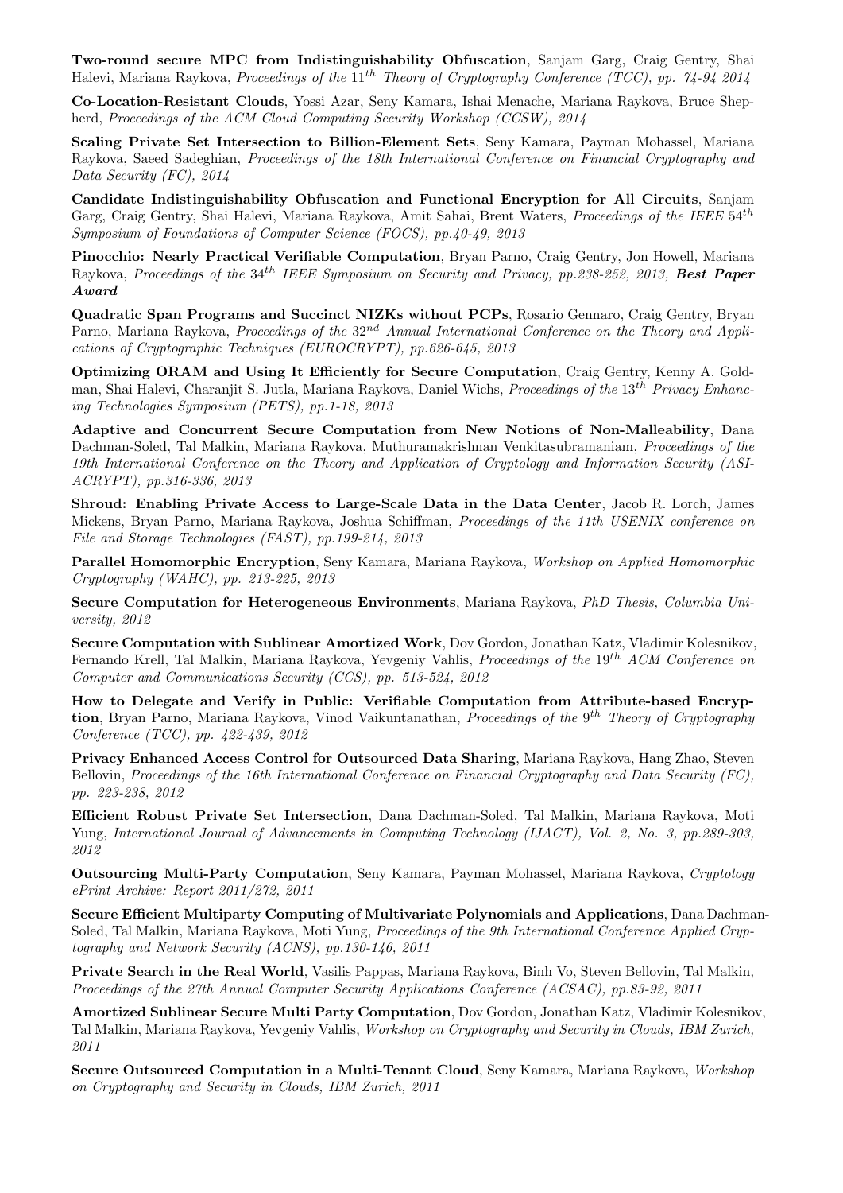**Two-round secure MPC from Indistinguishability Obfuscation**, Sanjam Garg, Craig Gentry, Shai Halevi, Mariana Raykova, *Proceedings of the* $11^{th}$ *Theory of Cryptography Conference (TCC), pp. 74-94 2014*

**Co-Location-Resistant Clouds**, Yossi Azar, Seny Kamara, Ishai Menache, Mariana Raykova, Bruce Shepherd, *Proceedings of the ACM Cloud Computing Security Workshop (CCSW), 2014*

**Scaling Private Set Intersection to Billion-Element Sets**, Seny Kamara, Payman Mohassel, Mariana Raykova, Saeed Sadeghian, *Proceedings of the 18th International Conference on Financial Cryptography and Data Security (FC), 2014*

**Candidate Indistinguishability Obfuscation and Functional Encryption for All Circuits**, Sanjam Garg, Craig Gentry, Shai Halevi, Mariana Raykova, Amit Sahai, Brent Waters, *Proceedings of the IEEE* $54^{th}$ *Symposium of Foundations of Computer Science (FOCS), pp.40-49, 2013*

**Pinocchio: Nearly Practical Verifiable Computation**, Bryan Parno, Craig Gentry, Jon Howell, Mariana Raykova, *Proceedings of the* $34^{th}$ *IEEE Symposium on Security and Privacy, pp.238-252, 2013,* ***Best Paper Award***

**Quadratic Span Programs and Succinct NIZKs without PCPs**, Rosario Gennaro, Craig Gentry, Bryan Parno, Mariana Raykova, *Proceedings of the* $32^{nd}$ *Annual International Conference on the Theory and Applications of Cryptographic Techniques (EUROCRYPT), pp.626-645, 2013*

**Optimizing ORAM and Using It Efficiently for Secure Computation**, Craig Gentry, Kenny A. Goldman, Shai Halevi, Charanjit S. Jutla, Mariana Raykova, Daniel Wichs, *Proceedings of the* $13^{th}$ *Privacy Enhancing Technologies Symposium (PETS), pp.1-18, 2013*

**Adaptive and Concurrent Secure Computation from New Notions of Non-Malleability**, Dana Dachman-Soled, Tal Malkin, Mariana Raykova, Muthuramakrishnan Venkitasubramaniam, *Proceedings of the 19th International Conference on the Theory and Application of Cryptology and Information Security (ASIACRYPT), pp.316-336, 2013*

**Shroud: Enabling Private Access to Large-Scale Data in the Data Center**, Jacob R. Lorch, James Mickens, Bryan Parno, Mariana Raykova, Joshua Schiffman, *Proceedings of the 11th USENIX conference on File and Storage Technologies (FAST), pp.199-214, 2013*

**Parallel Homomorphic Encryption**, Seny Kamara, Mariana Raykova, *Workshop on Applied Homomorphic Cryptography (WAHC), pp. 213-225, 2013*

**Secure Computation for Heterogeneous Environments**, Mariana Raykova, *PhD Thesis, Columbia University, 2012*

**Secure Computation with Sublinear Amortized Work**, Dov Gordon, Jonathan Katz, Vladimir Kolesnikov, Fernando Krell, Tal Malkin, Mariana Raykova, Yevgeniy Vahlis, *Proceedings of the* $19^{th}$ *ACM Conference on Computer and Communications Security (CCS), pp. 513-524, 2012*

**How to Delegate and Verify in Public: Verifiable Computation from Attribute-based Encryption**, Bryan Parno, Mariana Raykova, Vinod Vaikuntanathan, *Proceedings of the* $9^{th}$ *Theory of Cryptography Conference (TCC), pp. 422-439, 2012*

**Privacy Enhanced Access Control for Outsourced Data Sharing**, Mariana Raykova, Hang Zhao, Steven Bellovin, *Proceedings of the 16th International Conference on Financial Cryptography and Data Security (FC), pp. 223-238, 2012*

**Efficient Robust Private Set Intersection**, Dana Dachman-Soled, Tal Malkin, Mariana Raykova, Moti Yung, *International Journal of Advancements in Computing Technology (IJACT), Vol. 2, No. 3, pp.289-303, 2012*

**Outsourcing Multi-Party Computation**, Seny Kamara, Payman Mohassel, Mariana Raykova, *Cryptology ePrint Archive: Report 2011/272, 2011*

**Secure Efficient Multiparty Computing of Multivariate Polynomials and Applications**, Dana Dachman-Soled, Tal Malkin, Mariana Raykova, Moti Yung, *Proceedings of the 9th International Conference Applied Cryptography and Network Security (ACNS), pp.130-146, 2011*

**Private Search in the Real World**, Vasilis Pappas, Mariana Raykova, Binh Vo, Steven Bellovin, Tal Malkin, *Proceedings of the 27th Annual Computer Security Applications Conference (ACSAC), pp.83-92, 2011*

**Amortized Sublinear Secure Multi Party Computation**, Dov Gordon, Jonathan Katz, Vladimir Kolesnikov, Tal Malkin, Mariana Raykova, Yevgeniy Vahlis, *Workshop on Cryptography and Security in Clouds, IBM Zurich, 2011*

**Secure Outsourced Computation in a Multi-Tenant Cloud**, Seny Kamara, Mariana Raykova, *Workshop on Cryptography and Security in Clouds, IBM Zurich, 2011*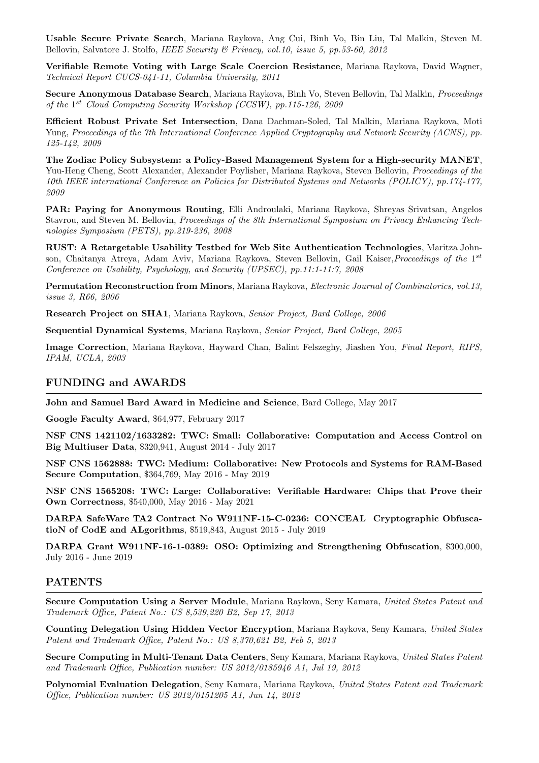**Usable Secure Private Search**, Mariana Raykova, Ang Cui, Binh Vo, Bin Liu, Tal Malkin, Steven M. Bellovin, Salvatore J. Stolfo, *IEEE Security & Privacy, vol.10, issue 5, pp.53-60, 2012*

**Verifiable Remote Voting with Large Scale Coercion Resistance**, Mariana Raykova, David Wagner, *Technical Report CUCS-041-11, Columbia University, 2011*

**Secure Anonymous Database Search**, Mariana Raykova, Binh Vo, Steven Bellovin, Tal Malkin, *Proceedings of the $1^{st}$ Cloud Computing Security Workshop (CCSW), pp.115-126, 2009*

**Efficient Robust Private Set Intersection**, Dana Dachman-Soled, Tal Malkin, Mariana Raykova, Moti Yung, *Proceedings of the 7th International Conference Applied Cryptography and Network Security (ACNS), pp. 125-142, 2009*

**The Zodiac Policy Subsystem: a Policy-Based Management System for a High-security MANET**, Yuu-Heng Cheng, Scott Alexander, Alexander Poylisher, Mariana Raykova, Steven Bellovin, *Proceedings of the 10th IEEE international Conference on Policies for Distributed Systems and Networks (POLICY), pp.174-177, 2009*

**PAR: Paying for Anonymous Routing**, Elli Androulaki, Mariana Raykova, Shreyas Srivatsan, Angelos Stavrou, and Steven M. Bellovin, *Proceedings of the 8th International Symposium on Privacy Enhancing Technologies Symposium (PETS), pp.219-236, 2008*

**RUST: A Retargetable Usability Testbed for Web Site Authentication Technologies**, Maritza Johnson, Chaitanya Atreya, Adam Aviv, Mariana Raykova, Steven Bellovin, Gail Kaiser, *Proceedings of the $1^{st}$ Conference on Usability, Psychology, and Security (UPSEC), pp.11:1-11:7, 2008*

**Permutation Reconstruction from Minors**, Mariana Raykova, *Electronic Journal of Combinatorics, vol.13, issue 3, R66, 2006*

**Research Project on SHA1**, Mariana Raykova, *Senior Project, Bard College, 2006*

**Sequential Dynamical Systems**, Mariana Raykova, *Senior Project, Bard College, 2005*

**Image Correction**, Mariana Raykova, Hayward Chan, Balint Felszeghy, Jiashen You, *Final Report, RIPS, IPAM, UCLA, 2003*

## FUNDING and AWARDS

**John and Samuel Bard Award in Medicine and Science**, Bard College, May 2017

**Google Faculty Award**, $64,977, February 2017

**NSF CNS 1421102/1633282: TWC: Small: Collaborative: Computation and Access Control on Big Multiuser Data**, $320,941, August 2014 - July 2017

**NSF CNS 1562888: TWC: Medium: Collaborative: New Protocols and Systems for RAM-Based Secure Computation**, $364,769, May 2016 - May 2019

**NSF CNS 1565208: TWC: Large: Collaborative: Verifiable Hardware: Chips that Prove their Own Correctness**, $540,000, May 2016 - May 2021

**DARPA SafeWare TA2 Contract No W911NF-15-C-0236: CONCEAL Cryptographic ObfuscatioN of CodE and ALgorithms**, $519,843, August 2015 - July 2019

**DARPA Grant W911NF-16-1-0389: OSO: Optimizing and Strengthening Obfuscation**, $300,000, July 2016 - June 2019

## PATENTS

**Secure Computation Using a Server Module**, Mariana Raykova, Seny Kamara, *United States Patent and Trademark Office, Patent No.: US 8,539,220 B2, Sep 17, 2013*

**Counting Delegation Using Hidden Vector Encryption**, Mariana Raykova, Seny Kamara, *United States Patent and Trademark Office, Patent No.: US 8,370,621 B2, Feb 5, 2013*

**Secure Computing in Multi-Tenant Data Centers**, Seny Kamara, Mariana Raykova, *United States Patent and Trademark Office, Publication number: US 2012/0185946 A1, Jul 19, 2012*

**Polynomial Evaluation Delegation**, Seny Kamara, Mariana Raykova, *United States Patent and Trademark Office, Publication number: US 2012/0151205 A1, Jun 14, 2012*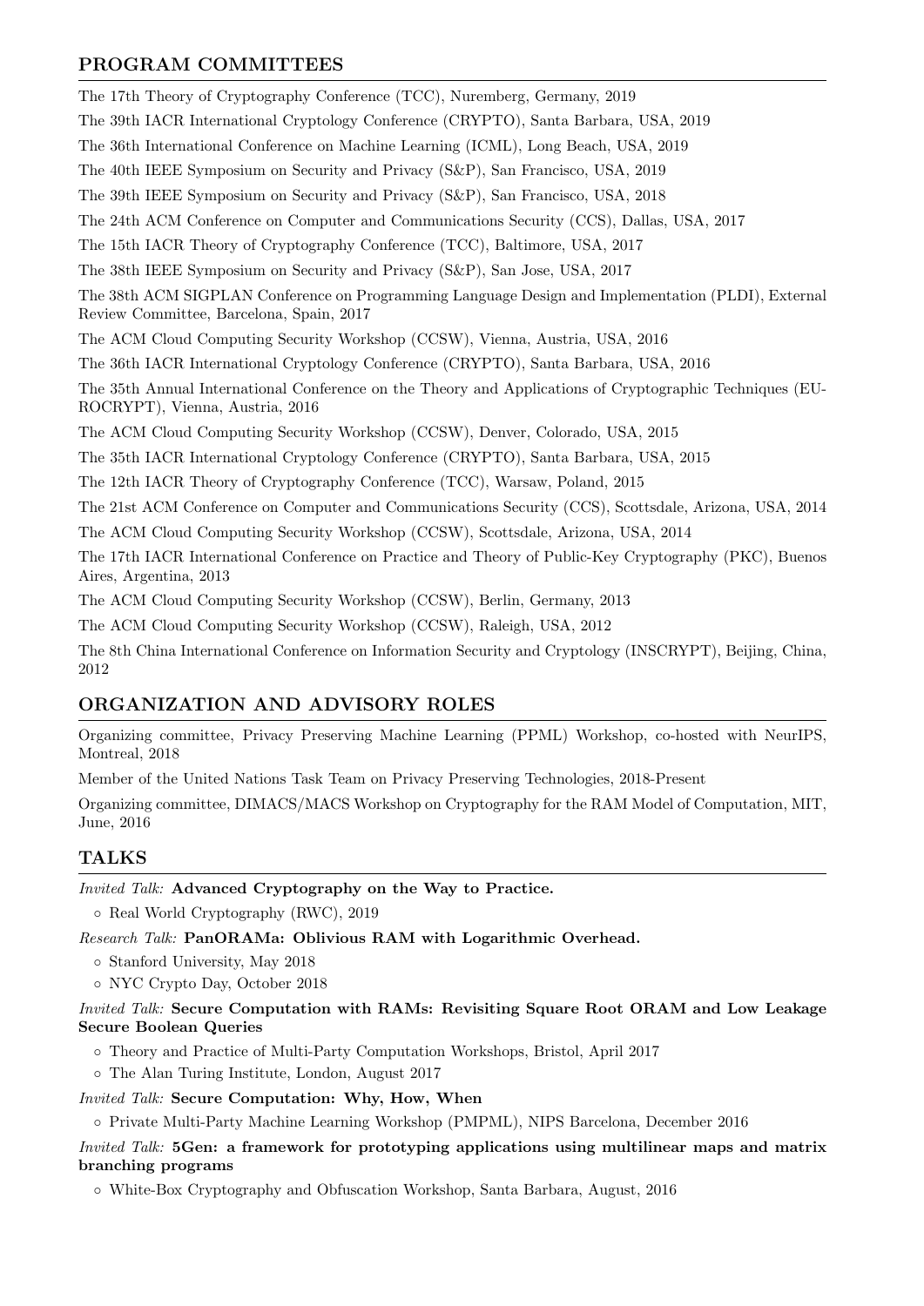## PROGRAM COMMITTEES

The 17th Theory of Cryptography Conference (TCC), Nuremberg, Germany, 2019

The 39th IACR International Cryptology Conference (CRYPTO), Santa Barbara, USA, 2019

The 36th International Conference on Machine Learning (ICML), Long Beach, USA, 2019

The 40th IEEE Symposium on Security and Privacy (S&P), San Francisco, USA, 2019

The 39th IEEE Symposium on Security and Privacy (S&P), San Francisco, USA, 2018

The 24th ACM Conference on Computer and Communications Security (CCS), Dallas, USA, 2017

The 15th IACR Theory of Cryptography Conference (TCC), Baltimore, USA, 2017

The 38th IEEE Symposium on Security and Privacy (S&P), San Jose, USA, 2017

The 38th ACM SIGPLAN Conference on Programming Language Design and Implementation (PLDI), External Review Committee, Barcelona, Spain, 2017

The ACM Cloud Computing Security Workshop (CCSW), Vienna, Austria, USA, 2016

The 36th IACR International Cryptology Conference (CRYPTO), Santa Barbara, USA, 2016

The 35th Annual International Conference on the Theory and Applications of Cryptographic Techniques (EUROCRYPT), Vienna, Austria, 2016

The ACM Cloud Computing Security Workshop (CCSW), Denver, Colorado, USA, 2015

The 35th IACR International Cryptology Conference (CRYPTO), Santa Barbara, USA, 2015

The 12th IACR Theory of Cryptography Conference (TCC), Warsaw, Poland, 2015

The 21st ACM Conference on Computer and Communications Security (CCS), Scottsdale, Arizona, USA, 2014

The ACM Cloud Computing Security Workshop (CCSW), Scottsdale, Arizona, USA, 2014

The 17th IACR International Conference on Practice and Theory of Public-Key Cryptography (PKC), Buenos Aires, Argentina, 2013

The ACM Cloud Computing Security Workshop (CCSW), Berlin, Germany, 2013

The ACM Cloud Computing Security Workshop (CCSW), Raleigh, USA, 2012

The 8th China International Conference on Information Security and Cryptology (INSCRYPT), Beijing, China, 2012

## ORGANIZATION AND ADVISORY ROLES

Organizing committee, Privacy Preserving Machine Learning (PPML) Workshop, co-hosted with NeurIPS, Montreal, 2018

Member of the United Nations Task Team on Privacy Preserving Technologies, 2018-Present

Organizing committee, DIMACS/MACS Workshop on Cryptography for the RAM Model of Computation, MIT, June, 2016

## TALKS

*Invited Talk:* **Advanced Cryptography on the Way to Practice.**

- Real World Cryptography (RWC), 2019

*Research Talk:* **PanORAMa: Oblivious RAM with Logarithmic Overhead.**

- Stanford University, May 2018
- NYC Crypto Day, October 2018

*Invited Talk:* **Secure Computation with RAMs: Revisiting Square Root ORAM and Low Leakage Secure Boolean Queries**

- Theory and Practice of Multi-Party Computation Workshops, Bristol, April 2017
- The Alan Turing Institute, London, August 2017

*Invited Talk:* **Secure Computation: Why, How, When**

- Private Multi-Party Machine Learning Workshop (PMPML), NIPS Barcelona, December 2016

*Invited Talk:* **5Gen: a framework for prototyping applications using multilinear maps and matrix branching programs**

- White-Box Cryptography and Obfuscation Workshop, Santa Barbara, August, 2016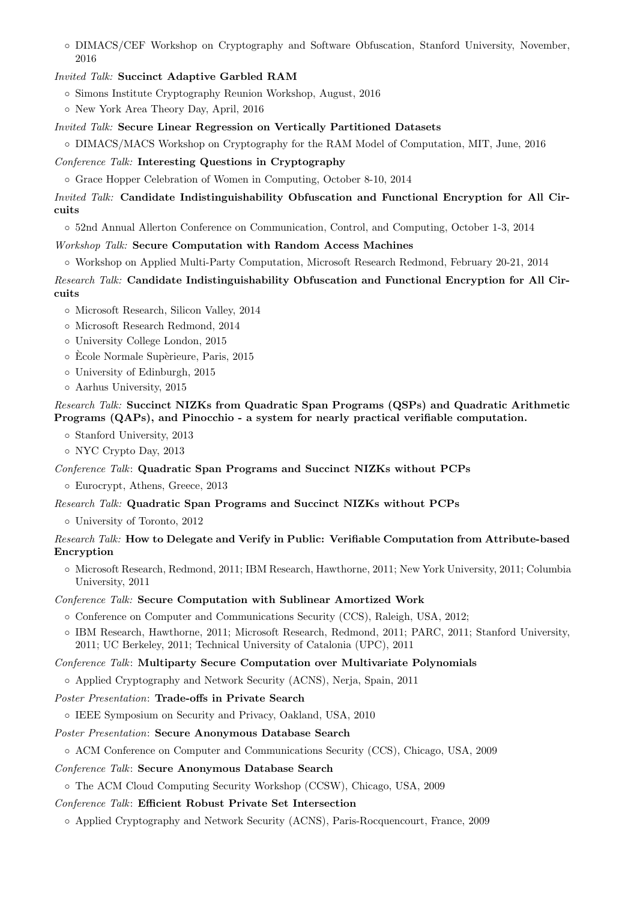- DIMACS/CEF Workshop on Cryptography and Software Obfuscation, Stanford University, November, 2016

*Invited Talk:* **Succinct Adaptive Garbled RAM**

- Simons Institute Cryptography Reunion Workshop, August, 2016
- New York Area Theory Day, April, 2016

*Invited Talk:* **Secure Linear Regression on Vertically Partitioned Datasets**

- DIMACS/MACS Workshop on Cryptography for the RAM Model of Computation, MIT, June, 2016

*Conference Talk:* **Interesting Questions in Cryptography**

- Grace Hopper Celebration of Women in Computing, October 8-10, 2014

*Invited Talk:* **Candidate Indistinguishability Obfuscation and Functional Encryption for All Circuits**

- 52nd Annual Allerton Conference on Communication, Control, and Computing, October 1-3, 2014

*Workshop Talk:* **Secure Computation with Random Access Machines**

- Workshop on Applied Multi-Party Computation, Microsoft Research Redmond, February 20-21, 2014

*Research Talk:* **Candidate Indistinguishability Obfuscation and Functional Encryption for All Circuits**

- Microsoft Research, Silicon Valley, 2014
- Microsoft Research Redmond, 2014
- University College London, 2015
- Ècole Normale Supèrieure, Paris, 2015
- University of Edinburgh, 2015
- Aarhus University, 2015

*Research Talk:* **Succinct NIZKs from Quadratic Span Programs (QSPs) and Quadratic Arithmetic Programs (QAPs), and Pinocchio - a system for nearly practical verifiable computation.**

- Stanford University, 2013
- NYC Crypto Day, 2013

*Conference Talk*: **Quadratic Span Programs and Succinct NIZKs without PCPs**

- Eurocrypt, Athens, Greece, 2013

*Research Talk:* **Quadratic Span Programs and Succinct NIZKs without PCPs**

- University of Toronto, 2012

*Research Talk:* **How to Delegate and Verify in Public: Verifiable Computation from Attribute-based Encryption**

- Microsoft Research, Redmond, 2011; IBM Research, Hawthorne, 2011; New York University, 2011; Columbia University, 2011

*Conference Talk:* **Secure Computation with Sublinear Amortized Work**

- Conference on Computer and Communications Security (CCS), Raleigh, USA, 2012;
- IBM Research, Hawthorne, 2011; Microsoft Research, Redmond, 2011; PARC, 2011; Stanford University, 2011; UC Berkeley, 2011; Technical University of Catalonia (UPC), 2011

*Conference Talk*: **Multiparty Secure Computation over Multivariate Polynomials**

- Applied Cryptography and Network Security (ACNS), Nerja, Spain, 2011

*Poster Presentation*: **Trade-offs in Private Search**

- IEEE Symposium on Security and Privacy, Oakland, USA, 2010

*Poster Presentation*: **Secure Anonymous Database Search**

- ACM Conference on Computer and Communications Security (CCS), Chicago, USA, 2009

*Conference Talk*: **Secure Anonymous Database Search**

- The ACM Cloud Computing Security Workshop (CCSW), Chicago, USA, 2009

*Conference Talk*: **Efficient Robust Private Set Intersection**

- Applied Cryptography and Network Security (ACNS), Paris-Rocquencourt, France, 2009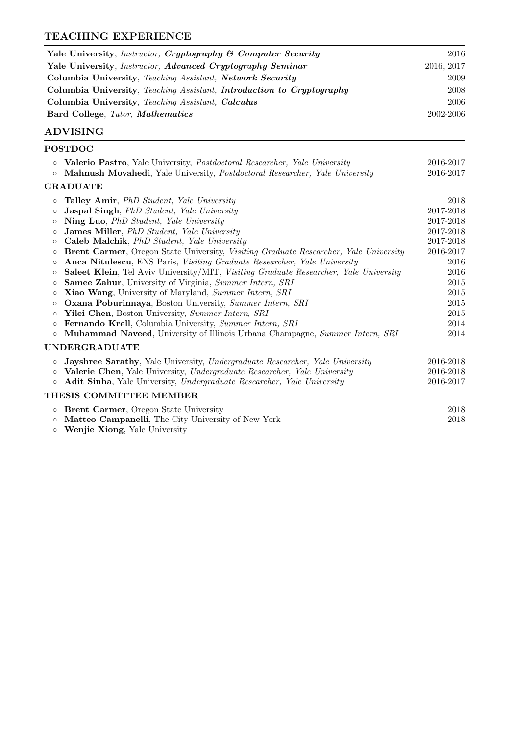## TEACHING EXPERIENCE

**Yale University**, *Instructor*, ***Cryptography & Computer Security*** — 2016
**Yale University**, *Instructor*, ***Advanced Cryptography Seminar*** — 2016, 2017
**Columbia University**, *Teaching Assistant*, ***Network Security*** — 2009
**Columbia University**, *Teaching Assistant*, ***Introduction to Cryptography*** — 2008
**Columbia University**, *Teaching Assistant*, ***Calculus*** — 2006
**Bard College**, *Tutor*, ***Mathematics*** — 2002-2006

## ADVISING

### POSTDOC

- **Valerio Pastro**, Yale University, *Postdoctoral Researcher, Yale University* — 2016-2017
- **Mahnush Movahedi**, Yale University, *Postdoctoral Researcher, Yale University* — 2016-2017

### GRADUATE

- **Talley Amir**, *PhD Student, Yale University* — 2018
- **Jaspal Singh**, *PhD Student, Yale University* — 2017-2018
- **Ning Luo**, *PhD Student, Yale University* — 2017-2018
- **James Miller**, *PhD Student, Yale University* — 2017-2018
- **Caleb Malchik**, *PhD Student, Yale University* — 2017-2018
- **Brent Carmer**, Oregon State University, *Visiting Graduate Researcher, Yale University* — 2016-2017
- **Anca Nitulescu**, ENS Paris, *Visiting Graduate Researcher, Yale University* — 2016
- **Saleet Klein**, Tel Aviv University/MIT, *Visiting Graduate Researcher, Yale University* — 2016
- **Samee Zahur**, University of Virginia, *Summer Intern, SRI* — 2015
- **Xiao Wang**, University of Maryland, *Summer Intern, SRI* — 2015
- **Oxana Poburinnaya**, Boston University, *Summer Intern, SRI* — 2015
- **Yilei Chen**, Boston University, *Summer Intern, SRI* — 2015
- **Fernando Krell**, Columbia University, *Summer Intern, SRI* — 2014
- **Muhammad Naveed**, University of Illinois Urbana Champagne, *Summer Intern, SRI* — 2014

### UNDERGRADUATE

- **Jayshree Sarathy**, Yale University, *Undergraduate Researcher, Yale University* — 2016-2018
- **Valerie Chen**, Yale University, *Undergraduate Researcher, Yale University* — 2016-2018
- **Adit Sinha**, Yale University, *Undergraduate Researcher, Yale University* — 2016-2017

### THESIS COMMITTEE MEMBER

- **Brent Carmer**, Oregon State University — 2018
- **Matteo Campanelli**, The City University of New York — 2018
- **Wenjie Xiong**, Yale University